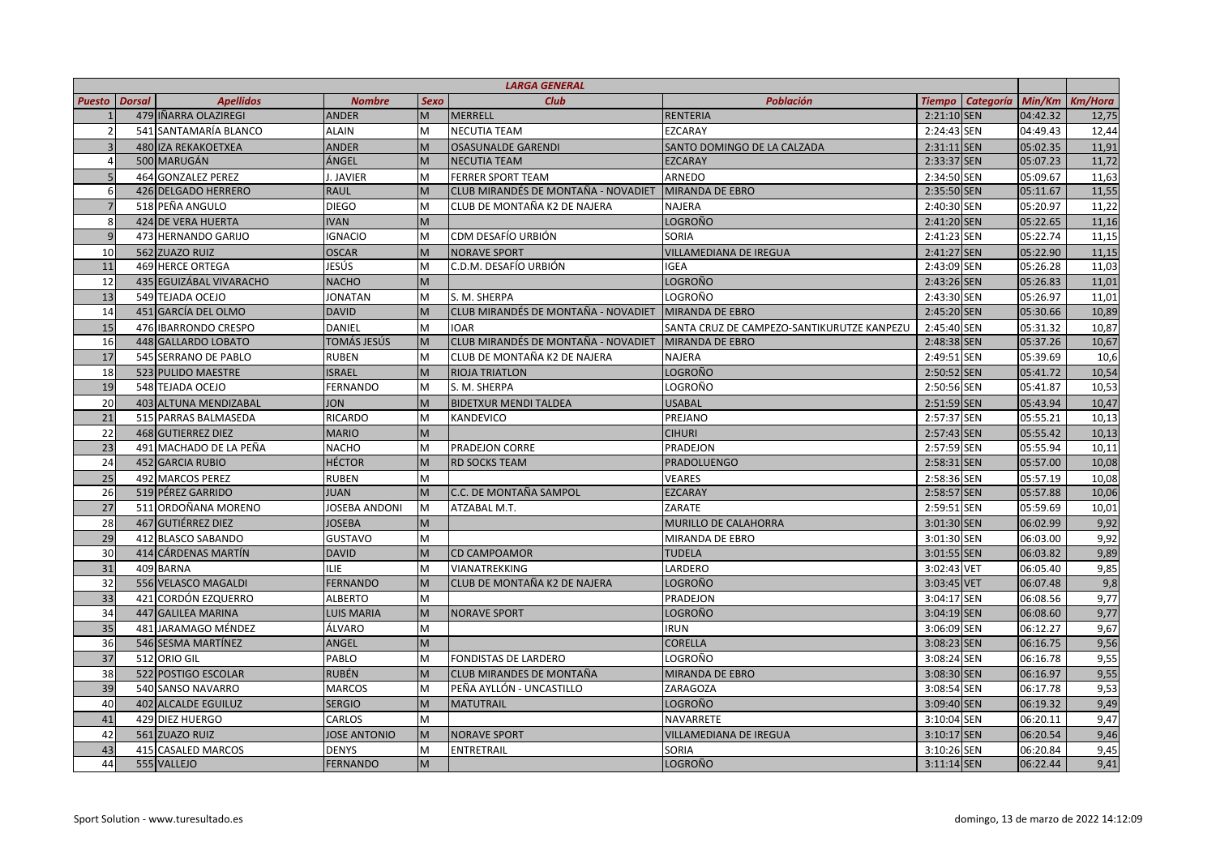| LARGA GENERAL | | | | | | | | | | |
|---|---|---|---|---|---|---|---|---|---|---|
| **Puesto** | **Dorsal** | **Apellidos** | **Nombre** | **Sexo** | **Club** | **Población** | **Tiempo** | **Categoría** | **Min/Km** | **Km/Hora** |
| 1 | 479 | IÑARRA OLAZIREGI | ANDER | M | MERRELL | RENTERIA | 2:21:10 | SEN | 04:42.32 | 12,75 |
| 2 | 541 | SANTAMARÍA BLANCO | ALAIN | M | NECUTIA TEAM | EZCARAY | 2:24:43 | SEN | 04:49.43 | 12,44 |
| 3 | 480 | IZA REKAKOETXEA | ANDER | M | OSASUNALDE GARENDI | SANTO DOMINGO DE LA CALZADA | 2:31:11 | SEN | 05:02.35 | 11,91 |
| 4 | 500 | MARUGÁN | ÁNGEL | M | NECUTIA TEAM | EZCARAY | 2:33:37 | SEN | 05:07.23 | 11,72 |
| 5 | 464 | GONZALEZ PEREZ | J. JAVIER | M | FERRER SPORT TEAM | ARNEDO | 2:34:50 | SEN | 05:09.67 | 11,63 |
| 6 | 426 | DELGADO HERRERO | RAUL | M | CLUB MIRANDÉS DE MONTAÑA - NOVADIET | MIRANDA DE EBRO | 2:35:50 | SEN | 05:11.67 | 11,55 |
| 7 | 518 | PEÑA ANGULO | DIEGO | M | CLUB DE MONTAÑA K2 DE NAJERA | NAJERA | 2:40:30 | SEN | 05:20.97 | 11,22 |
| 8 | 424 | DE VERA HUERTA | IVAN | M | | LOGROÑO | 2:41:20 | SEN | 05:22.65 | 11,16 |
| 9 | 473 | HERNANDO GARIJO | IGNACIO | M | CDM DESAFÍO URBIÓN | SORIA | 2:41:23 | SEN | 05:22.74 | 11,15 |
| 10 | 562 | ZUAZO RUIZ | OSCAR | M | NORAVE SPORT | VILLAMEDIANA DE IREGUA | 2:41:27 | SEN | 05:22.90 | 11,15 |
| 11 | 469 | HERCE ORTEGA | JESÚS | M | C.D.M. DESAFÍO URBIÓN | IGEA | 2:43:09 | SEN | 05:26.28 | 11,03 |
| 12 | 435 | EGUIZÁBAL VIVARACHO | NACHO | M | | LOGROÑO | 2:43:26 | SEN | 05:26.83 | 11,01 |
| 13 | 549 | TEJADA OCEJO | JONATAN | M | S. M. SHERPA | LOGROÑO | 2:43:30 | SEN | 05:26.97 | 11,01 |
| 14 | 451 | GARCÍA DEL OLMO | DAVID | M | CLUB MIRANDÉS DE MONTAÑA - NOVADIET | MIRANDA DE EBRO | 2:45:20 | SEN | 05:30.66 | 10,89 |
| 15 | 476 | IBARRONDO CRESPO | DANIEL | M | IOAR | SANTA CRUZ DE CAMPEZO-SANTIKURUTZE KANPEZU | 2:45:40 | SEN | 05:31.32 | 10,87 |
| 16 | 448 | GALLARDO LOBATO | TOMÁS JESÚS | M | CLUB MIRANDÉS DE MONTAÑA - NOVADIET | MIRANDA DE EBRO | 2:48:38 | SEN | 05:37.26 | 10,67 |
| 17 | 545 | SERRANO DE PABLO | RUBEN | M | CLUB DE MONTAÑA K2 DE NAJERA | NAJERA | 2:49:51 | SEN | 05:39.69 | 10,6 |
| 18 | 523 | PULIDO MAESTRE | ISRAEL | M | RIOJA TRIATLON | LOGROÑO | 2:50:52 | SEN | 05:41.72 | 10,54 |
| 19 | 548 | TEJADA OCEJO | FERNANDO | M | S. M. SHERPA | LOGROÑO | 2:50:56 | SEN | 05:41.87 | 10,53 |
| 20 | 403 | ALTUNA MENDIZABAL | JON | M | BIDETXUR MENDI TALDEA | USABAL | 2:51:59 | SEN | 05:43.94 | 10,47 |
| 21 | 515 | PARRAS BALMASEDA | RICARDO | M | KANDEVICO | PREJANO | 2:57:37 | SEN | 05:55.21 | 10,13 |
| 22 | 468 | GUTIERREZ DIEZ | MARIO | M | | CIHURI | 2:57:43 | SEN | 05:55.42 | 10,13 |
| 23 | 491 | MACHADO DE LA PEÑA | NACHO | M | PRADEJON CORRE | PRADEJON | 2:57:59 | SEN | 05:55.94 | 10,11 |
| 24 | 452 | GARCIA RUBIO | HÉCTOR | M | RD SOCKS TEAM | PRADOLUENGO | 2:58:31 | SEN | 05:57.00 | 10,08 |
| 25 | 492 | MARCOS PEREZ | RUBEN | M | | VEARES | 2:58:36 | SEN | 05:57.19 | 10,08 |
| 26 | 519 | PÉREZ GARRIDO | JUAN | M | C.C. DE MONTAÑA SAMPOL | EZCARAY | 2:58:57 | SEN | 05:57.88 | 10,06 |
| 27 | 511 | ORDOÑANA MORENO | JOSEBA ANDONI | M | ATZABAL M.T. | ZARATE | 2:59:51 | SEN | 05:59.69 | 10,01 |
| 28 | 467 | GUTIÉRREZ DIEZ | JOSEBA | M | | MURILLO DE CALAHORRA | 3:01:30 | SEN | 06:02.99 | 9,92 |
| 29 | 412 | BLASCO SABANDO | GUSTAVO | M | | MIRANDA DE EBRO | 3:01:30 | SEN | 06:03.00 | 9,92 |
| 30 | 414 | CÁRDENAS MARTÍN | DAVID | M | CD CAMPOAMOR | TUDELA | 3:01:55 | SEN | 06:03.82 | 9,89 |
| 31 | 409 | BARNA | ILIE | M | VIANATREKKING | LARDERO | 3:02:43 | VET | 06:05.40 | 9,85 |
| 32 | 556 | VELASCO MAGALDI | FERNANDO | M | CLUB DE MONTAÑA K2 DE NAJERA | LOGROÑO | 3:03:45 | VET | 06:07.48 | 9,8 |
| 33 | 421 | CORDÓN EZQUERRO | ALBERTO | M | | PRADEJON | 3:04:17 | SEN | 06:08.56 | 9,77 |
| 34 | 447 | GALILEA MARINA | LUIS MARIA | M | NORAVE SPORT | LOGROÑO | 3:04:19 | SEN | 06:08.60 | 9,77 |
| 35 | 481 | JARAMAGO MÉNDEZ | ÁLVARO | M | | IRUN | 3:06:09 | SEN | 06:12.27 | 9,67 |
| 36 | 546 | SESMA MARTÍNEZ | ANGEL | M | | CORELLA | 3:08:23 | SEN | 06:16.75 | 9,56 |
| 37 | 512 | ORIO GIL | PABLO | M | FONDISTAS DE LARDERO | LOGROÑO | 3:08:24 | SEN | 06:16.78 | 9,55 |
| 38 | 522 | POSTIGO ESCOLAR | RUBÉN | M | CLUB MIRANDES DE MONTAÑA | MIRANDA DE EBRO | 3:08:30 | SEN | 06:16.97 | 9,55 |
| 39 | 540 | SANSO NAVARRO | MARCOS | M | PEÑA AYLLÓN - UNCASTILLO | ZARAGOZA | 3:08:54 | SEN | 06:17.78 | 9,53 |
| 40 | 402 | ALCALDE EGUILUZ | SERGIO | M | MATUTRAIL | LOGROÑO | 3:09:40 | SEN | 06:19.32 | 9,49 |
| 41 | 429 | DIEZ HUERGO | CARLOS | M | | NAVARRETE | 3:10:04 | SEN | 06:20.11 | 9,47 |
| 42 | 561 | ZUAZO RUIZ | JOSE ANTONIO | M | NORAVE SPORT | VILLAMEDIANA DE IREGUA | 3:10:17 | SEN | 06:20.54 | 9,46 |
| 43 | 415 | CASALED MARCOS | DENYS | M | ENTRETRAIL | SORIA | 3:10:26 | SEN | 06:20.84 | 9,45 |
| 44 | 555 | VALLEJO | FERNANDO | M | | LOGROÑO | 3:11:14 | SEN | 06:22.44 | 9,41 |

Sport Solution - www.turesultado.es

domingo, 13 de marzo de 2022 14:12:09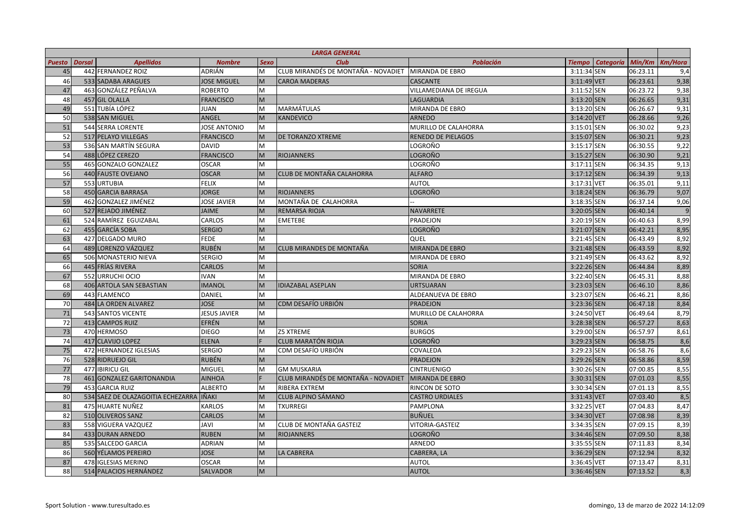| LARGA GENERAL | | | | | | | | | | |
|---|---|---|---|---|---|---|---|---|---|---|
| *Puesto* | *Dorsal* | *Apellidos* | *Nombre* | *Sexo* | *Club* | *Población* | *Tiempo* | *Categoría* | *Min/Km* | *Km/Hora* |
| 45 | 442 | FERNANDEZ ROIZ | ADRIÁN | M | CLUB MIRANDÉS DE MONTAÑA - NOVADIET | MIRANDA DE EBRO | 3:11:34 | SEN | 06:23.11 | 9,4 |
| 46 | 533 | SADABA ARAGUES | JOSE MIGUEL | M | CAROA MADERAS | CASCANTE | 3:11:49 | VET | 06:23.61 | 9,38 |
| 47 | 463 | GONZÁLEZ PEÑALVA | ROBERTO | M | | VILLAMEDIANA DE IREGUA | 3:11:52 | SEN | 06:23.72 | 9,38 |
| 48 | 457 | GIL OLALLA | FRANCISCO | M | | LAGUARDIA | 3:13:20 | SEN | 06:26.65 | 9,31 |
| 49 | 551 | TUBÍA LÓPEZ | JUAN | M | MARMÁTULAS | MIRANDA DE EBRO | 3:13:20 | SEN | 06:26.67 | 9,31 |
| 50 | 538 | SAN MIGUEL | ANGEL | M | KANDEVICO | ARNEDO | 3:14:20 | VET | 06:28.66 | 9,26 |
| 51 | 544 | SERRA LORENTE | JOSE ANTONIO | M | | MURILLO DE CALAHORRA | 3:15:01 | SEN | 06:30.02 | 9,23 |
| 52 | 517 | PELAYO VILLEGAS | FRANCISCO | M | DE TORANZO XTREME | RENEDO DE PIELAGOS | 3:15:07 | SEN | 06:30.21 | 9,23 |
| 53 | 536 | SAN MARTÍN SEGURA | DAVID | M | | LOGROÑO | 3:15:17 | SEN | 06:30.55 | 9,22 |
| 54 | 488 | LÓPEZ CEREZO | FRANCISCO | M | RIOJANNERS | LOGROÑO | 3:15:27 | SEN | 06:30.90 | 9,21 |
| 55 | 465 | GONZALO GONZALEZ | OSCAR | M | | LOGROÑO | 3:17:11 | SEN | 06:34.35 | 9,13 |
| 56 | 440 | FAUSTE OVEJANO | OSCAR | M | CLUB DE MONTAÑA CALAHORRA | ALFARO | 3:17:12 | SEN | 06:34.39 | 9,13 |
| 57 | 553 | URTUBIA | FELIX | M | | AUTOL | 3:17:31 | VET | 06:35.01 | 9,11 |
| 58 | 450 | GARCIA BARRASA | JORGE | M | RIOJANNERS | LOGROÑO | 3:18:24 | SEN | 06:36.79 | 9,07 |
| 59 | 462 | GONZALEZ JIMÉNEZ | JOSE JAVIER | M | MONTAÑA DE CALAHORRA | -- | 3:18:35 | SEN | 06:37.14 | 9,06 |
| 60 | 527 | REJADO JIMÉNEZ | JAIME | M | REMARSA RIOJA | NAVARRETE | 3:20:05 | SEN | 06:40.14 | 9 |
| 61 | 524 | RAMÍREZ EGUIZABAL | CARLOS | M | EMETEBE | PRADEJON | 3:20:19 | SEN | 06:40.63 | 8,99 |
| 62 | 455 | GARCÍA SOBA | SERGIO | M | | LOGROÑO | 3:21:07 | SEN | 06:42.21 | 8,95 |
| 63 | 427 | DELGADO MURO | FEDE | M | | QUEL | 3:21:45 | SEN | 06:43.49 | 8,92 |
| 64 | 489 | LORENZO VÁZQUEZ | RUBÉN | M | CLUB MIRANDES DE MONTAÑA | MIRANDA DE EBRO | 3:21:48 | SEN | 06:43.59 | 8,92 |
| 65 | 506 | MONASTERIO NIEVA | SERGIO | M | | MIRANDA DE EBRO | 3:21:49 | SEN | 06:43.62 | 8,92 |
| 66 | 445 | FRÍAS RIVERA | CARLOS | M | | SORIA | 3:22:26 | SEN | 06:44.84 | 8,89 |
| 67 | 552 | URRUCHI OCIO | IVAN | M | | MIRANDA DE EBRO | 3:22:40 | SEN | 06:45.31 | 8,88 |
| 68 | 406 | ARTOLA SAN SEBASTIAN | IMANOL | M | IDIAZABAL ASEPLAN | URTSUARAN | 3:23:03 | SEN | 06:46.10 | 8,86 |
| 69 | 443 | FLAMENCO | DANIEL | M | | ALDEANUEVA DE EBRO | 3:23:07 | SEN | 06:46.21 | 8,86 |
| 70 | 484 | LA ORDEN ALVAREZ | JOSE | M | CDM DESAFÍO URBIÓN | PRADEJON | 3:23:36 | SEN | 06:47.18 | 8,84 |
| 71 | 543 | SANTOS VICENTE | JESUS JAVIER | M | | MURILLO DE CALAHORRA | 3:24:50 | VET | 06:49.64 | 8,79 |
| 72 | 413 | CAMPOS RUIZ | EFRÉN | M | | SORIA | 3:28:38 | SEN | 06:57.27 | 8,63 |
| 73 | 470 | HERMOSO | DIEGO | M | Z5 XTREME | BURGOS | 3:29:00 | SEN | 06:57.97 | 8,61 |
| 74 | 417 | CLAVIJO LOPEZ | ELENA | F | CLUB MARATÓN RIOJA | LOGROÑO | 3:29:23 | SEN | 06:58.75 | 8,6 |
| 75 | 472 | HERNANDEZ IGLESIAS | SERGIO | M | CDM DESAFÍO URBIÓN | COVALEDA | 3:29:23 | SEN | 06:58.76 | 8,6 |
| 76 | 528 | RIDRUEJO GIL | RUBÉN | M | | PRADEJON | 3:29:26 | SEN | 06:58.86 | 8,59 |
| 77 | 477 | IBIRICU GIL | MIGUEL | M | GM MUSKARIA | CINTRUENIGO | 3:30:26 | SEN | 07:00.85 | 8,55 |
| 78 | 461 | GONZALEZ GARITONANDIA | AINHOA | F | CLUB MIRANDÉS DE MONTAÑA - NOVADIET | MIRANDA DE EBRO | 3:30:31 | SEN | 07:01.03 | 8,55 |
| 79 | 453 | GARCIA RUIZ | ALBERTO | M | RIBERA EXTREM | RINCON DE SOTO | 3:30:34 | SEN | 07:01.13 | 8,55 |
| 80 | 534 | SAEZ DE OLAZAGOITIA ECHEZARRA | IÑAKI | M | CLUB ALPINO SÁMANO | CASTRO URDIALES | 3:31:43 | VET | 07:03.40 | 8,5 |
| 81 | 475 | HUARTE NUÑEZ | KARLOS | M | TXURREGI | PAMPLONA | 3:32:25 | VET | 07:04.83 | 8,47 |
| 82 | 510 | OLIVEROS SANZ | CARLOS | M | | BUÑUEL | 3:34:30 | VET | 07:08.98 | 8,39 |
| 83 | 558 | VIGUERA VAZQUEZ | JAVI | M | CLUB DE MONTAÑA GASTEIZ | VITORIA-GASTEIZ | 3:34:35 | SEN | 07:09.15 | 8,39 |
| 84 | 433 | DURAN ARNEDO | RUBEN | M | RIOJANNERS | LOGROÑO | 3:34:46 | SEN | 07:09.50 | 8,38 |
| 85 | 535 | SALCEDO GARCIA | ADRIAN | M | | ARNEDO | 3:35:55 | SEN | 07:11.83 | 8,34 |
| 86 | 560 | YÉLAMOS PEREIRO | JOSE | M | LA CABRERA | CABRERA, LA | 3:36:29 | SEN | 07:12.94 | 8,32 |
| 87 | 478 | IGLESIAS MERINO | OSCAR | M | | AUTOL | 3:36:45 | VET | 07:13.47 | 8,31 |
| 88 | 514 | PALACIOS HERNÁNDEZ | SALVADOR | M | | AUTOL | 3:36:46 | SEN | 07:13.52 | 8,3 |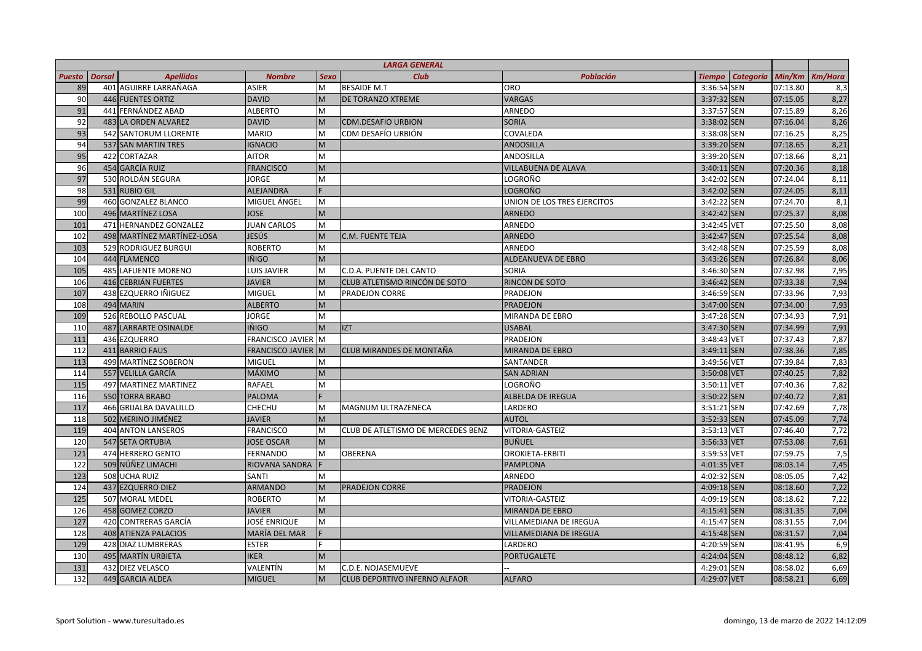| LARGA GENERAL | | | | | | | | | | |
|---|---|---|---|---|---|---|---|---|---|---|
| **Puesto** | **Dorsal** | **Apellidos** | **Nombre** | **Sexo** | **Club** | **Población** | **Tiempo** | **Categoría** | **Min/Km** | **Km/Hora** |
| 89 | 401 | AGUIRRE LARRAÑAGA | ASIER | M | BESAIDE M.T | ORO | 3:36:54 | SEN | 07:13.80 | 8,3 |
| 90 | 446 | FUENTES ORTIZ | DAVID | M | DE TORANZO XTREME | VARGAS | 3:37:32 | SEN | 07:15.05 | 8,27 |
| 91 | 441 | FERNÁNDEZ ABAD | ALBERTO | M | | ARNEDO | 3:37:57 | SEN | 07:15.89 | 8,26 |
| 92 | 483 | LA ORDEN ALVAREZ | DAVID | M | CDM.DESAFIO URBION | SORIA | 3:38:02 | SEN | 07:16.04 | 8,26 |
| 93 | 542 | SANTORUM LLORENTE | MARIO | M | CDM DESAFÍO URBIÓN | COVALEDA | 3:38:08 | SEN | 07:16.25 | 8,25 |
| 94 | 537 | SAN MARTIN TRES | IGNACIO | M | | ANDOSILLA | 3:39:20 | SEN | 07:18.65 | 8,21 |
| 95 | 422 | CORTAZAR | AITOR | M | | ANDOSILLA | 3:39:20 | SEN | 07:18.66 | 8,21 |
| 96 | 454 | GARCÍA RUIZ | FRANCISCO | M | | VILLABUENA DE ALAVA | 3:40:11 | SEN | 07:20.36 | 8,18 |
| 97 | 530 | ROLDÁN SEGURA | JORGE | M | | LOGROÑO | 3:42:02 | SEN | 07:24.04 | 8,11 |
| 98 | 531 | RUBIO GIL | ALEJANDRA | F | | LOGROÑO | 3:42:02 | SEN | 07:24.05 | 8,11 |
| 99 | 460 | GONZALEZ BLANCO | MIGUEL ÁNGEL | M | | UNION DE LOS TRES EJERCITOS | 3:42:22 | SEN | 07:24.70 | 8,1 |
| 100 | 496 | MARTÍNEZ LOSA | JOSE | M | | ARNEDO | 3:42:42 | SEN | 07:25.37 | 8,08 |
| 101 | 471 | HERNANDEZ GONZALEZ | JUAN CARLOS | M | | ARNEDO | 3:42:45 | VET | 07:25.50 | 8,08 |
| 102 | 498 | MARTÍNEZ MARTÍNEZ-LOSA | JESÚS | M | C.M. FUENTE TEJA | ARNEDO | 3:42:47 | SEN | 07:25.54 | 8,08 |
| 103 | 529 | RODRIGUEZ BURGUI | ROBERTO | M | | ARNEDO | 3:42:48 | SEN | 07:25.59 | 8,08 |
| 104 | 444 | FLAMENCO | IÑIGO | M | | ALDEANUEVA DE EBRO | 3:43:26 | SEN | 07:26.84 | 8,06 |
| 105 | 485 | LAFUENTE MORENO | LUIS JAVIER | M | C.D.A. PUENTE DEL CANTO | SORIA | 3:46:30 | SEN | 07:32.98 | 7,95 |
| 106 | 416 | CEBRIÁN FUERTES | JAVIER | M | CLUB ATLETISMO RINCÓN DE SOTO | RINCON DE SOTO | 3:46:42 | SEN | 07:33.38 | 7,94 |
| 107 | 438 | EZQUERRO IÑIGUEZ | MIGUEL | M | PRADEJON CORRE | PRADEJON | 3:46:59 | SEN | 07:33.96 | 7,93 |
| 108 | 494 | MARIN | ALBERTO | M | | PRADEJON | 3:47:00 | SEN | 07:34.00 | 7,93 |
| 109 | 526 | REBOLLO PASCUAL | JORGE | M | | MIRANDA DE EBRO | 3:47:28 | SEN | 07:34.93 | 7,91 |
| 110 | 487 | LARRARTE OSINALDE | IÑIGO | M | IZT | USABAL | 3:47:30 | SEN | 07:34.99 | 7,91 |
| 111 | 436 | EZQUERRO | FRANCISCO JAVIER | M | | PRADEJON | 3:48:43 | VET | 07:37.43 | 7,87 |
| 112 | 411 | BARRIO FAUS | FRANCISCO JAVIER | M | CLUB MIRANDES DE MONTAÑA | MIRANDA DE EBRO | 3:49:11 | SEN | 07:38.36 | 7,85 |
| 113 | 499 | MARTÍNEZ SOBERON | MIGUEL | M | | SANTANDER | 3:49:56 | VET | 07:39.84 | 7,83 |
| 114 | 557 | VELILLA GARCÍA | MÁXIMO | M | | SAN ADRIAN | 3:50:08 | VET | 07:40.25 | 7,82 |
| 115 | 497 | MARTINEZ MARTINEZ | RAFAEL | M | | LOGROÑO | 3:50:11 | VET | 07:40.36 | 7,82 |
| 116 | 550 | TORRA BRABO | PALOMA | F | | ALBELDA DE IREGUA | 3:50:22 | SEN | 07:40.72 | 7,81 |
| 117 | 466 | GRIJALBA DAVALILLO | CHECHU | M | MAGNUM ULTRAZENECA | LARDERO | 3:51:21 | SEN | 07:42.69 | 7,78 |
| 118 | 502 | MERINO JIMÉNEZ | JAVIER | M | | AUTOL | 3:52:33 | SEN | 07:45.09 | 7,74 |
| 119 | 404 | ANTON LANSEROS | FRANCISCO | M | CLUB DE ATLETISMO DE MERCEDES BENZ | VITORIA-GASTEIZ | 3:53:13 | VET | 07:46.40 | 7,72 |
| 120 | 547 | SETA ORTUBIA | JOSE OSCAR | M | | BUÑUEL | 3:56:33 | VET | 07:53.08 | 7,61 |
| 121 | 474 | HERRERO GENTO | FERNANDO | M | OBERENA | OROKIETA-ERBITI | 3:59:53 | VET | 07:59.75 | 7,5 |
| 122 | 509 | NÚÑEZ LIMACHI | RIOVANA SANDRA | F | | PAMPLONA | 4:01:35 | VET | 08:03.14 | 7,45 |
| 123 | 508 | UCHA RUIZ | SANTI | M | | ARNEDO | 4:02:32 | SEN | 08:05.05 | 7,42 |
| 124 | 437 | EZQUERRO DIEZ | ARMANDO | M | PRADEJON CORRE | PRADEJON | 4:09:18 | SEN | 08:18.60 | 7,22 |
| 125 | 507 | MORAL MEDEL | ROBERTO | M | | VITORIA-GASTEIZ | 4:09:19 | SEN | 08:18.62 | 7,22 |
| 126 | 458 | GOMEZ CORZO | JAVIER | M | | MIRANDA DE EBRO | 4:15:41 | SEN | 08:31.35 | 7,04 |
| 127 | 420 | CONTRERAS GARCÍA | JOSÉ ENRIQUE | M | | VILLAMEDIANA DE IREGUA | 4:15:47 | SEN | 08:31.55 | 7,04 |
| 128 | 408 | ATIENZA PALACIOS | MARÍA DEL MAR | F | | VILLAMEDIANA DE IREGUA | 4:15:48 | SEN | 08:31.57 | 7,04 |
| 129 | 428 | DIAZ LUMBRERAS | ESTER | F | | LARDERO | 4:20:59 | SEN | 08:41.95 | 6,9 |
| 130 | 495 | MARTÍN URBIETA | IKER | M | | PORTUGALETE | 4:24:04 | SEN | 08:48.12 | 6,82 |
| 131 | 432 | DIEZ VELASCO | VALENTÍN | M | C.D.E. NOJASEMUEVE | -- | 4:29:01 | SEN | 08:58.02 | 6,69 |
| 132 | 449 | GARCIA ALDEA | MIGUEL | M | CLUB DEPORTIVO INFERNO ALFAOR | ALFARO | 4:29:07 | VET | 08:58.21 | 6,69 |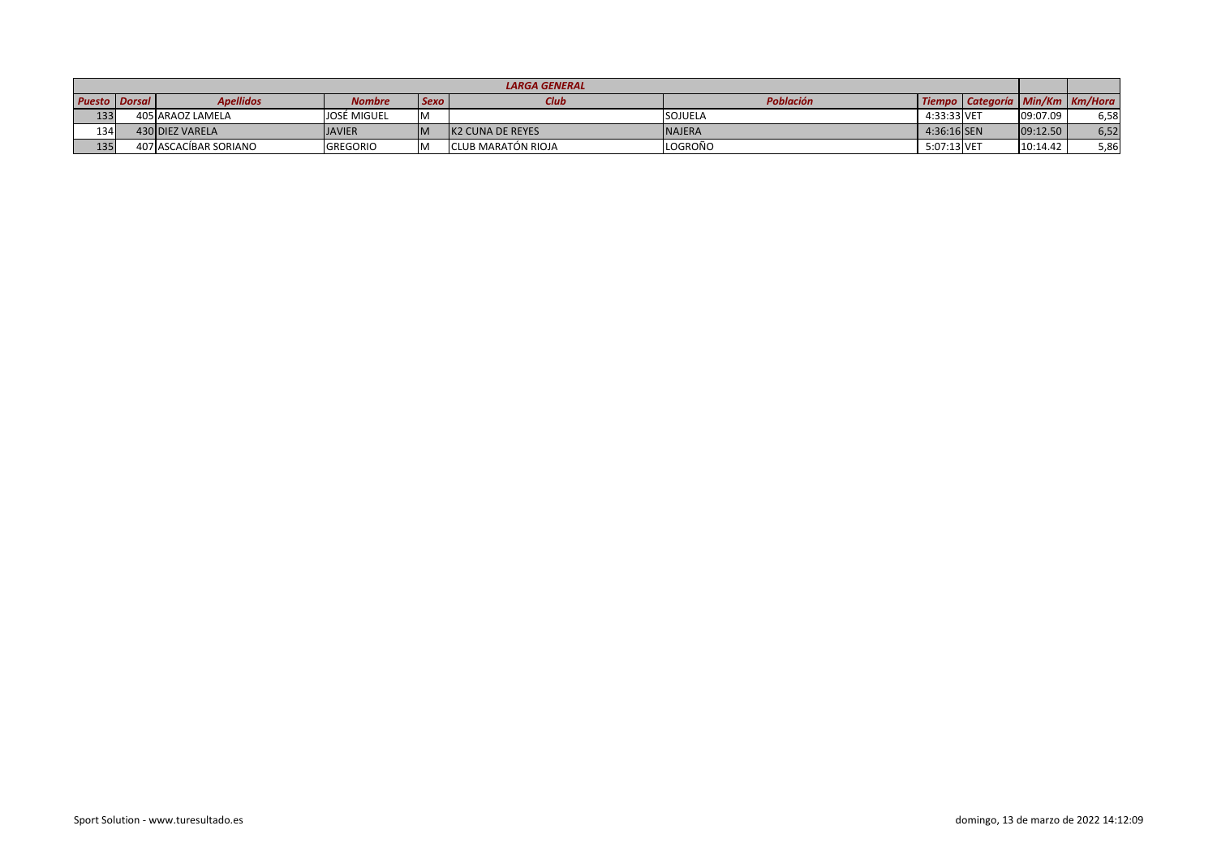| LARGA GENERAL | | | | | | | | | | | |
|---|---|---|---|---|---|---|---|---|---|---|---|
| *Puesto* | *Dorsal* | *Apellidos* | *Nombre* | *Sexo* | *Club* | *Población* | *Tiempo* | *Categoría* | *Min/Km* | *Km/Hora* |
| 133 | 405 | ARAOZ LAMELA | JOSÉ MIGUEL | M | | SOJUELA | 4:33:33 | VET | 09:07.09 | 6,58 |
| 134 | 430 | DIEZ VARELA | JAVIER | M | K2 CUNA DE REYES | NAJERA | 4:36:16 | SEN | 09:12.50 | 6,52 |
| 135 | 407 | ASCACÍBAR SORIANO | GREGORIO | M | CLUB MARATÓN RIOJA | LOGROÑO | 5:07:13 | VET | 10:14.42 | 5,86 |

Sport Solution - www.turesultado.es

domingo, 13 de marzo de 2022 14:12:09